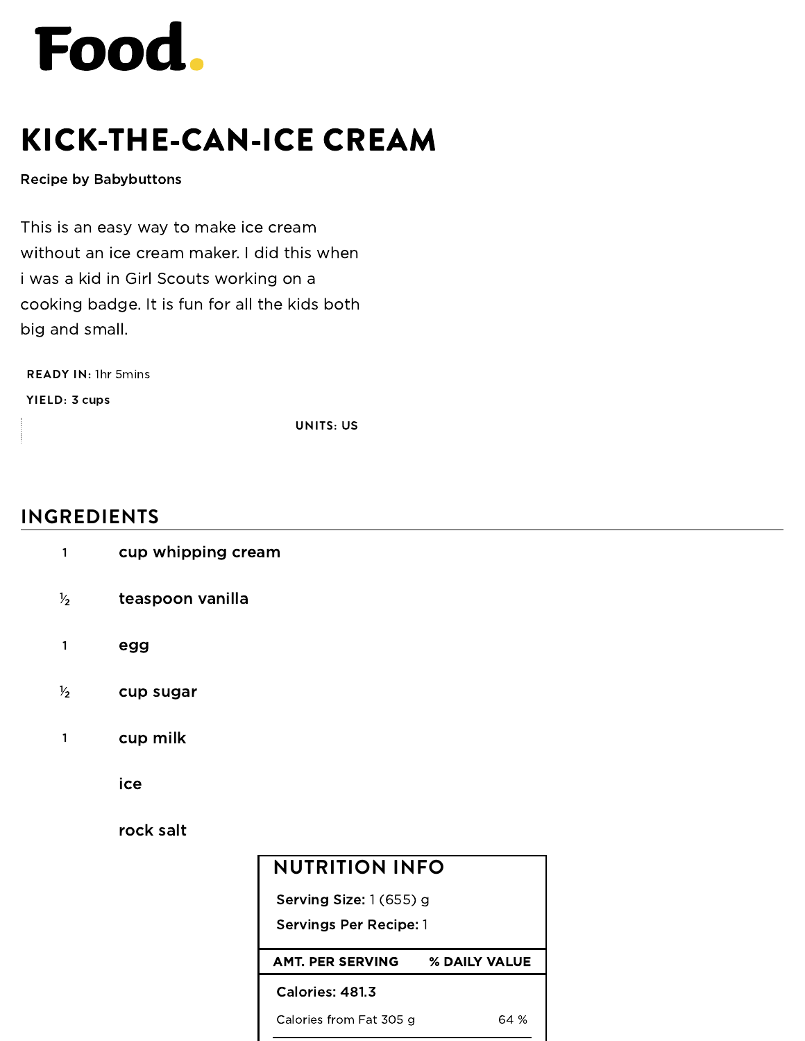Food.

# KICK-THE-CAN-ICE CREAM

**Recipe by Babybuttons**

This is an easy way to make ice cream without an ice cream maker. I did this when i was a kid in Girl Scouts working on a cooking badge. It is fun for all the kids both big and small.

**READY IN:** 1hr 5mins

**YIELD:** 3 cups

**UNITS:** US

## INGREDIENTS

- 1 **cup whipping cream**
- ½ **teaspoon vanilla**
- 1 **egg**
- ½ **cup sugar**
- 1 **cup milk**
- **ice**
- **rock salt**

## NUTRITION INFO

**Serving Size:** 1 (655) g

**Servings Per Recipe:** 1

| AMT. PER SERVING | % DAILY VALUE |
|---|---|
| **Calories: 481.3** | |
| Calories from Fat 305 g | 64 % |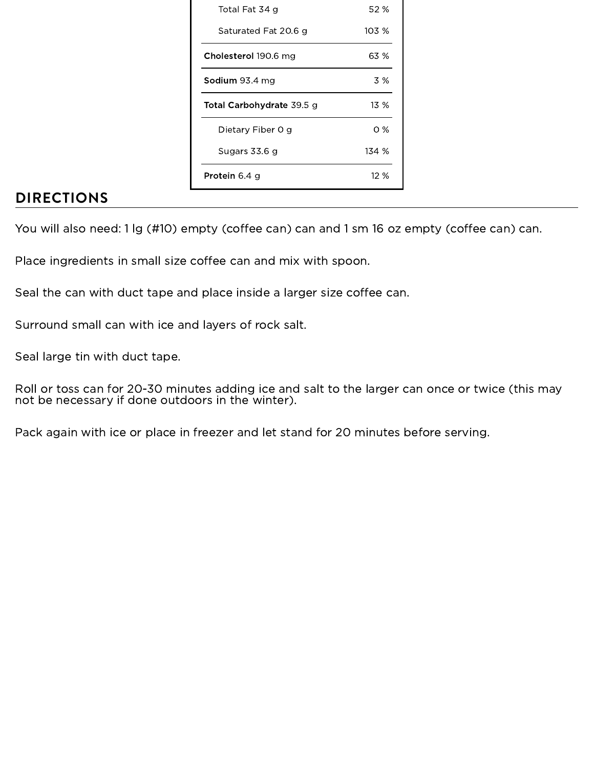| | |
|---|---|
| Total Fat 34 g | 52 % |
| Saturated Fat 20.6 g | 103 % |
| **Cholesterol** 190.6 mg | 63 % |
| **Sodium** 93.4 mg | 3 % |
| **Total Carbohydrate** 39.5 g | 13 % |
| Dietary Fiber 0 g | 0 % |
| Sugars 33.6 g | 134 % |
| **Protein** 6.4 g | 12 % |

## DIRECTIONS

You will also need: 1 lg (#10) empty (coffee can) can and 1 sm 16 oz empty (coffee can) can.

Place ingredients in small size coffee can and mix with spoon.

Seal the can with duct tape and place inside a larger size coffee can.

Surround small can with ice and layers of rock salt.

Seal large tin with duct tape.

Roll or toss can for 20-30 minutes adding ice and salt to the larger can once or twice (this may not be necessary if done outdoors in the winter).

Pack again with ice or place in freezer and let stand for 20 minutes before serving.